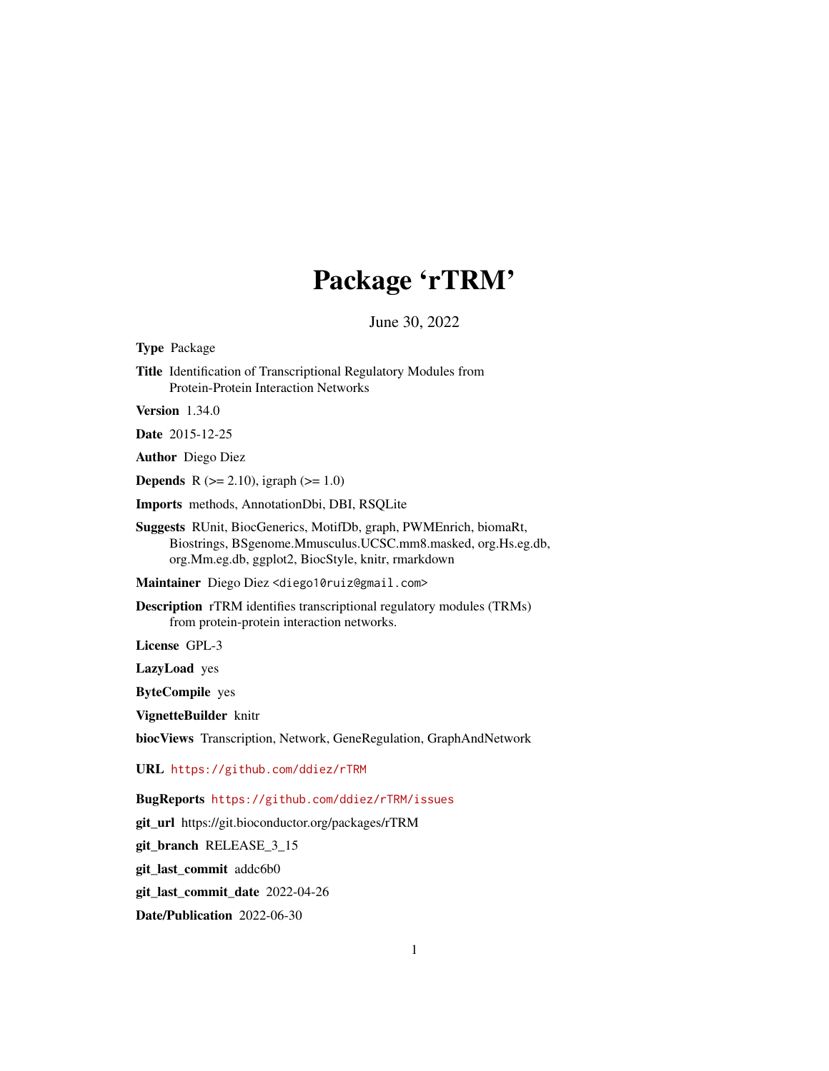# Package 'rTRM'

June 30, 2022

**Type** Package

**Title** Identification of Transcriptional Regulatory Modules from Protein-Protein Interaction Networks

**Version** 1.34.0

**Date** 2015-12-25

**Author** Diego Diez

**Depends** R (>= 2.10), igraph (>= 1.0)

**Imports** methods, AnnotationDbi, DBI, RSQLite

**Suggests** RUnit, BiocGenerics, MotifDb, graph, PWMEnrich, biomaRt, Biostrings, BSgenome.Mmusculus.UCSC.mm8.masked, org.Hs.eg.db, org.Mm.eg.db, ggplot2, BiocStyle, knitr, rmarkdown

**Maintainer** Diego Diez <diego10ruiz@gmail.com>

**Description** rTRM identifies transcriptional regulatory modules (TRMs) from protein-protein interaction networks.

**License** GPL-3

**LazyLoad** yes

**ByteCompile** yes

**VignetteBuilder** knitr

**biocViews** Transcription, Network, GeneRegulation, GraphAndNetwork

**URL** https://github.com/ddiez/rTRM

**BugReports** https://github.com/ddiez/rTRM/issues

**git_url** https://git.bioconductor.org/packages/rTRM

**git_branch** RELEASE_3_15

**git_last_commit** addc6b0

**git_last_commit_date** 2022-04-26

**Date/Publication** 2022-06-30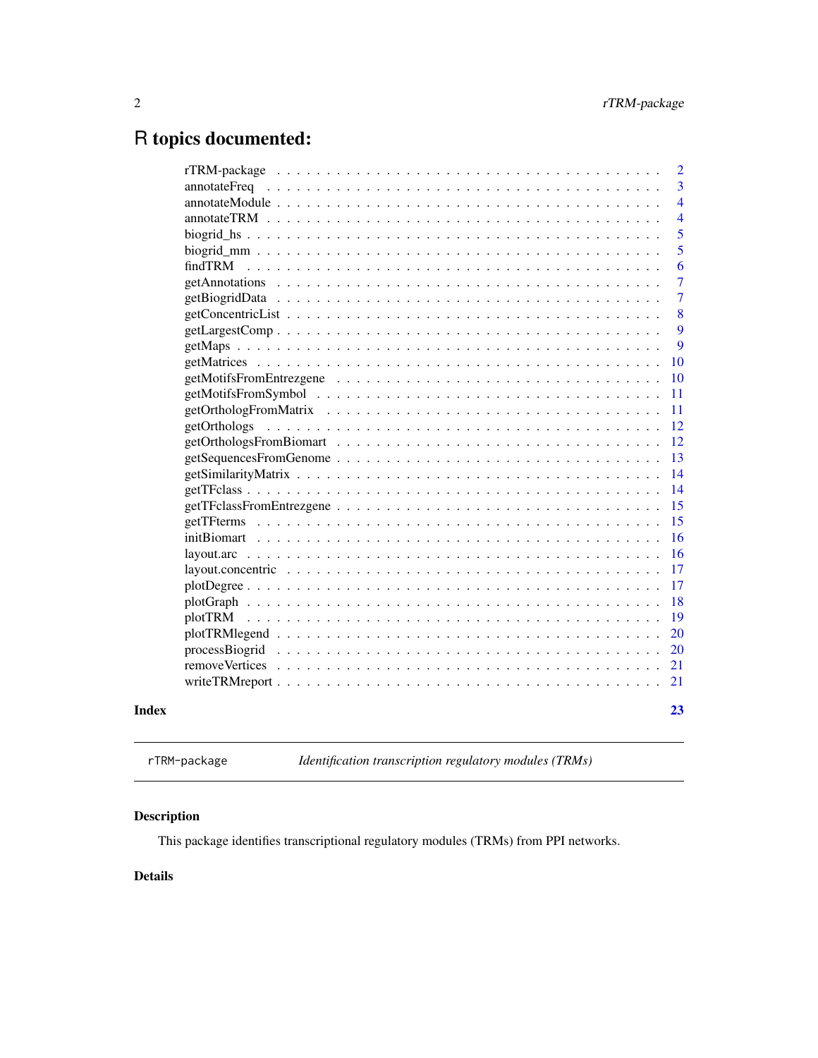# R topics documented:

| | |
|---|---|
| rTRM-package | 2 |
| annotateFreq | 3 |
| annotateModule | 4 |
| annotateTRM | 4 |
| biogrid_hs | 5 |
| biogrid_mm | 5 |
| findTRM | 6 |
| getAnnotations | 7 |
| getBiogridData | 7 |
| getConcentricList | 8 |
| getLargestComp | 9 |
| getMaps | 9 |
| getMatrices | 10 |
| getMotifsFromEntrezgene | 10 |
| getMotifsFromSymbol | 11 |
| getOrthologFromMatrix | 11 |
| getOrthologs | 12 |
| getOrthologsFromBiomart | 12 |
| getSequencesFromGenome | 13 |
| getSimilarityMatrix | 14 |
| getTFclass | 14 |
| getTFclassFromEntrezgene | 15 |
| getTFterms | 15 |
| initBiomart | 16 |
| layout.arc | 16 |
| layout.concentric | 17 |
| plotDegree | 17 |
| plotGraph | 18 |
| plotTRM | 19 |
| plotTRMlegend | 20 |
| processBiogrid | 20 |
| removeVertices | 21 |
| writeTRMreport | 21 |
| **Index** | **23** |

---

`rTRM-package` *Identification transcription regulatory modules (TRMs)*

---

## Description

This package identifies transcriptional regulatory modules (TRMs) from PPI networks.

## Details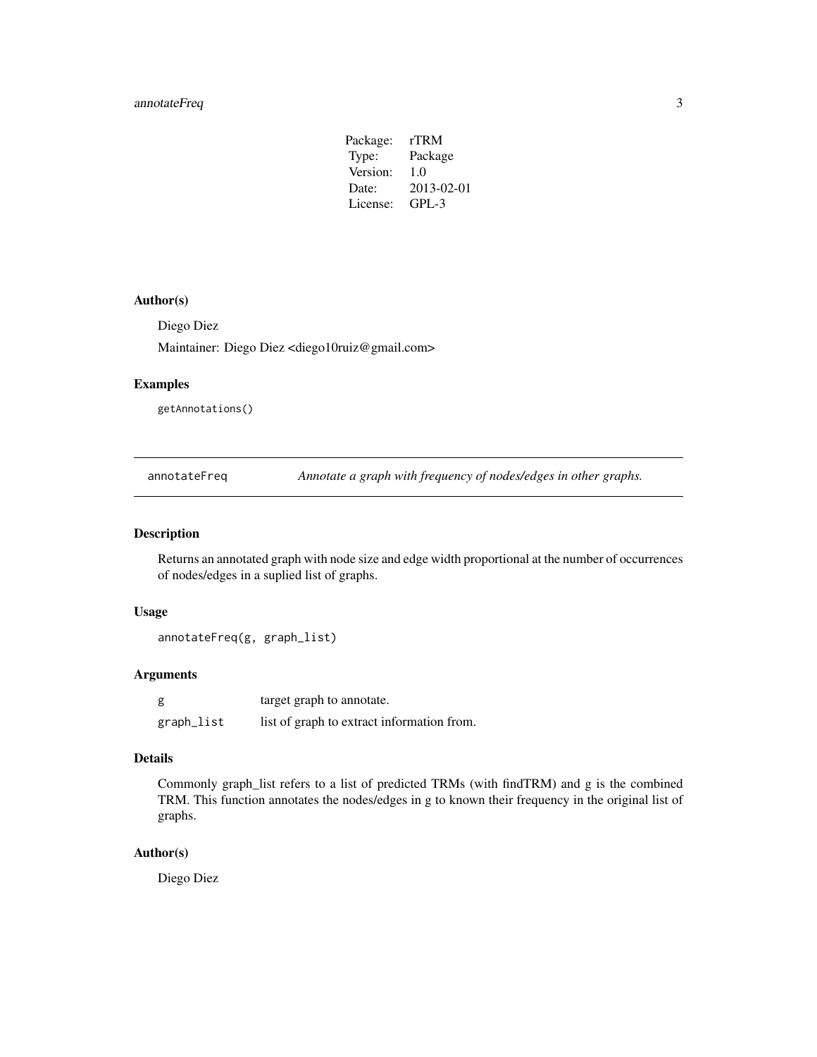| Package: | rTRM |
|---|---|
| Type: | Package |
| Version: | 1.0 |
| Date: | 2013-02-01 |
| License: | GPL-3 |

### Author(s)

Diego Diez

Maintainer: Diego Diez <diego10ruiz@gmail.com>

### Examples

```
getAnnotations()
```

---

## annotateFreq — *Annotate a graph with frequency of nodes/edges in other graphs.*

### Description

Returns an annotated graph with node size and edge width proportional at the number of occurrences of nodes/edges in a suplied list of graphs.

### Usage

```
annotateFreq(g, graph_list)
```

### Arguments

| | |
|---|---|
| `g` | target graph to annotate. |
| `graph_list` | list of graph to extract information from. |

### Details

Commonly graph_list refers to a list of predicted TRMs (with findTRM) and g is the combined TRM. This function annotates the nodes/edges in g to known their frequency in the original list of graphs.

### Author(s)

Diego Diez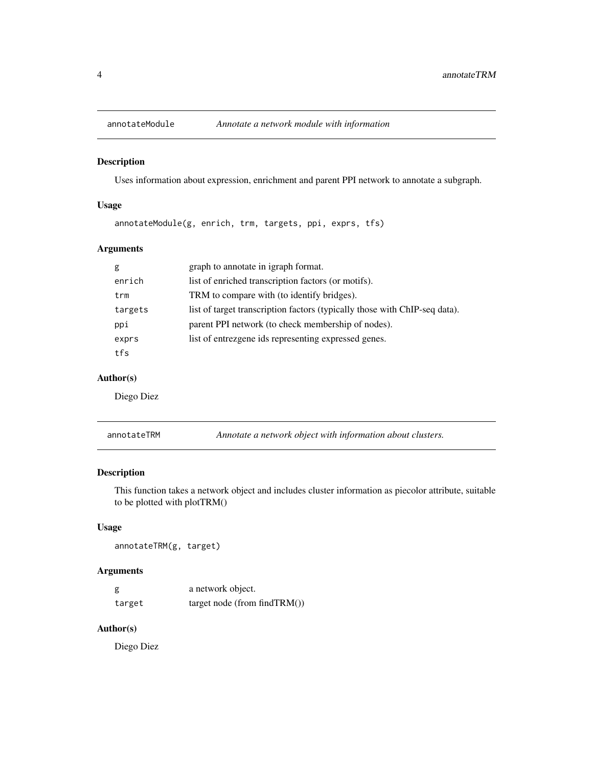## annotateModule — *Annotate a network module with information*

### Description

Uses information about expression, enrichment and parent PPI network to annotate a subgraph.

### Usage

```
annotateModule(g, enrich, trm, targets, ppi, exprs, tfs)
```

### Arguments

| | |
|---|---|
| `g` | graph to annotate in igraph format. |
| `enrich` | list of enriched transcription factors (or motifs). |
| `trm` | TRM to compare with (to identify bridges). |
| `targets` | list of target transcription factors (typically those with ChIP-seq data). |
| `ppi` | parent PPI network (to check membership of nodes). |
| `exprs` | list of entrezgene ids representing expressed genes. |
| `tfs` | |

### Author(s)

Diego Diez

## annotateTRM — *Annotate a network object with information about clusters.*

### Description

This function takes a network object and includes cluster information as piecolor attribute, suitable to be plotted with plotTRM()

### Usage

```
annotateTRM(g, target)
```

### Arguments

| | |
|---|---|
| `g` | a network object. |
| `target` | target node (from findTRM()) |

### Author(s)

Diego Diez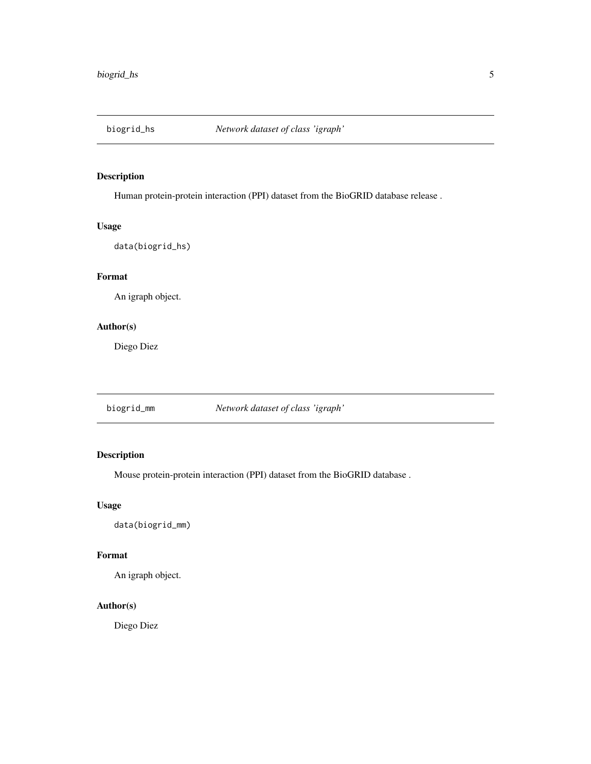## biogrid_hs *Network dataset of class 'igraph'*

### Description

Human protein-protein interaction (PPI) dataset from the BioGRID database release .

### Usage

```
data(biogrid_hs)
```

### Format

An igraph object.

### Author(s)

Diego Diez

## biogrid_mm *Network dataset of class 'igraph'*

### Description

Mouse protein-protein interaction (PPI) dataset from the BioGRID database .

### Usage

```
data(biogrid_mm)
```

### Format

An igraph object.

### Author(s)

Diego Diez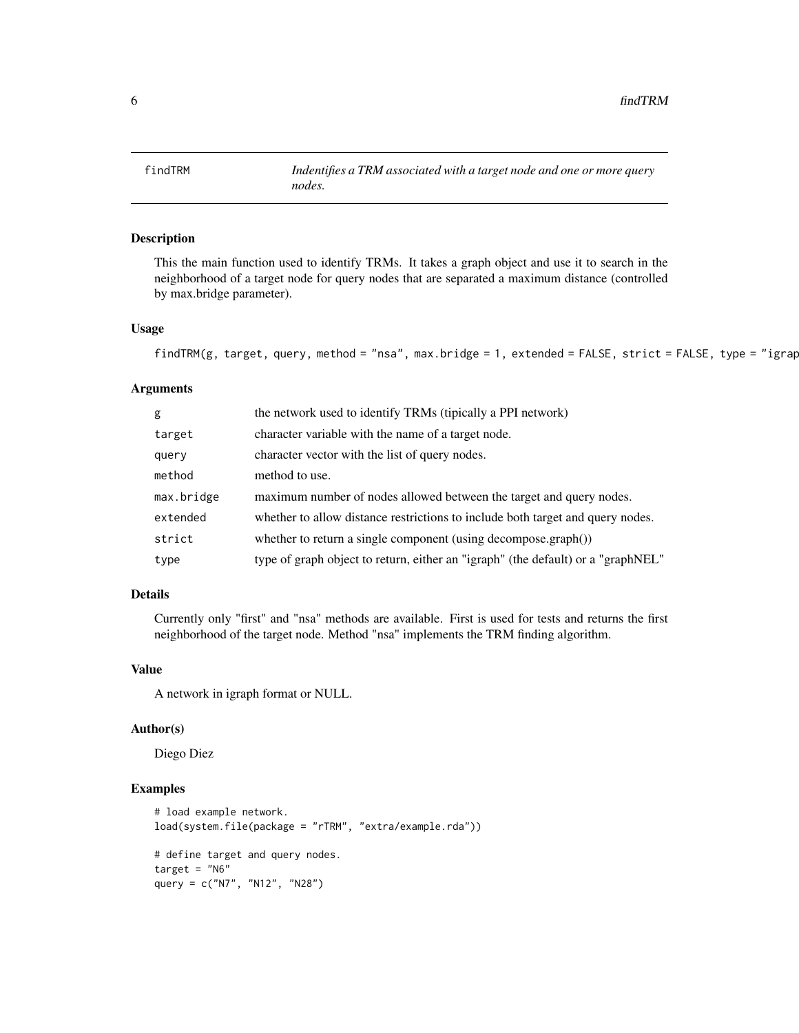findTRM — *Indentifies a TRM associated with a target node and one or more query nodes.*

## Description

This the main function used to identify TRMs. It takes a graph object and use it to search in the neighborhood of a target node for query nodes that are separated a maximum distance (controlled by max.bridge parameter).

## Usage

```
findTRM(g, target, query, method = "nsa", max.bridge = 1, extended = FALSE, strict = FALSE, type = "igrap
```

## Arguments

| | |
|---|---|
| `g` | the network used to identify TRMs (tipically a PPI network) |
| `target` | character variable with the name of a target node. |
| `query` | character vector with the list of query nodes. |
| `method` | method to use. |
| `max.bridge` | maximum number of nodes allowed between the target and query nodes. |
| `extended` | whether to allow distance restrictions to include both target and query nodes. |
| `strict` | whether to return a single component (using decompose.graph()) |
| `type` | type of graph object to return, either an "igraph" (the default) or a "graphNEL" |

## Details

Currently only "first" and "nsa" methods are available. First is used for tests and returns the first neighborhood of the target node. Method "nsa" implements the TRM finding algorithm.

## Value

A network in igraph format or NULL.

## Author(s)

Diego Diez

## Examples

```
# load example network.
load(system.file(package = "rTRM", "extra/example.rda"))

# define target and query nodes.
target = "N6"
query = c("N7", "N12", "N28")
```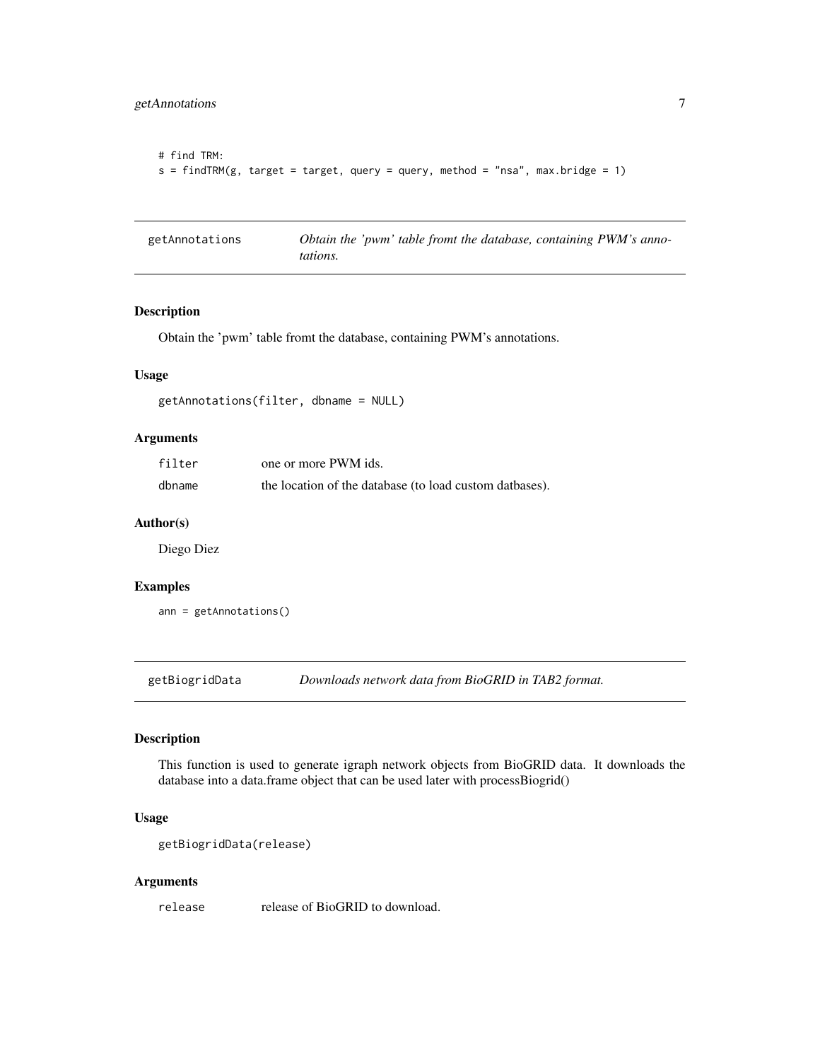```
# find TRM:
s = findTRM(g, target = target, query = query, method = "nsa", max.bridge = 1)
```

## getAnnotations *Obtain the 'pwm' table fromt the database, containing PWM's annotations.*

### Description

Obtain the 'pwm' table fromt the database, containing PWM's annotations.

### Usage

```
getAnnotations(filter, dbname = NULL)
```

### Arguments

| | |
|---|---|
| filter | one or more PWM ids. |
| dbname | the location of the database (to load custom datbases). |

### Author(s)

Diego Diez

### Examples

```
ann = getAnnotations()
```

## getBiogridData *Downloads network data from BioGRID in TAB2 format.*

### Description

This function is used to generate igraph network objects from BioGRID data. It downloads the database into a data.frame object that can be used later with processBiogrid()

### Usage

```
getBiogridData(release)
```

### Arguments

| | |
|---|---|
| release | release of BioGRID to download. |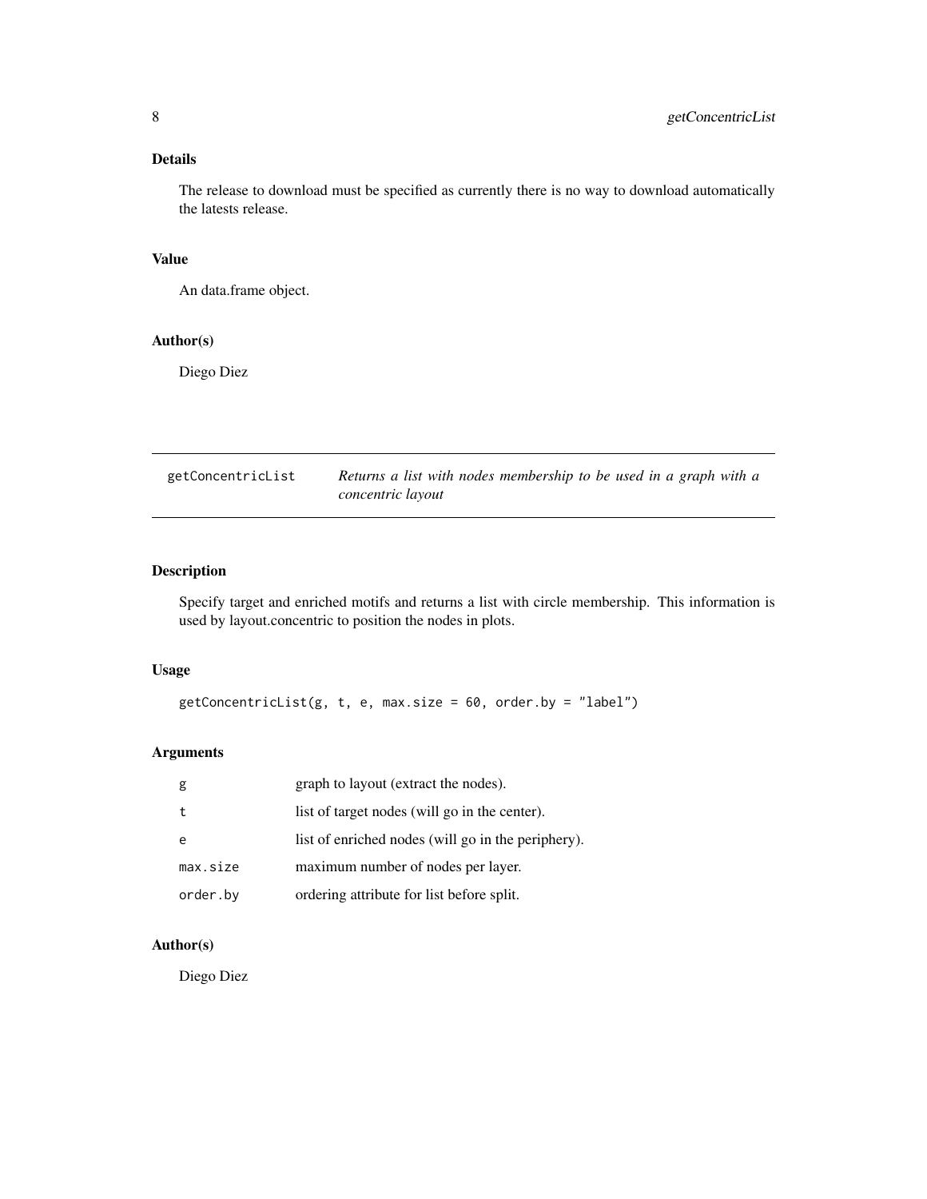## Details

The release to download must be specified as currently there is no way to download automatically the latests release.

## Value

An data.frame object.

## Author(s)

Diego Diez

---

# getConcentricList — *Returns a list with nodes membership to be used in a graph with a concentric layout*

## Description

Specify target and enriched motifs and returns a list with circle membership. This information is used by layout.concentric to position the nodes in plots.

## Usage

```
getConcentricList(g, t, e, max.size = 60, order.by = "label")
```

## Arguments

| | |
|---|---|
| g | graph to layout (extract the nodes). |
| t | list of target nodes (will go in the center). |
| e | list of enriched nodes (will go in the periphery). |
| max.size | maximum number of nodes per layer. |
| order.by | ordering attribute for list before split. |

## Author(s)

Diego Diez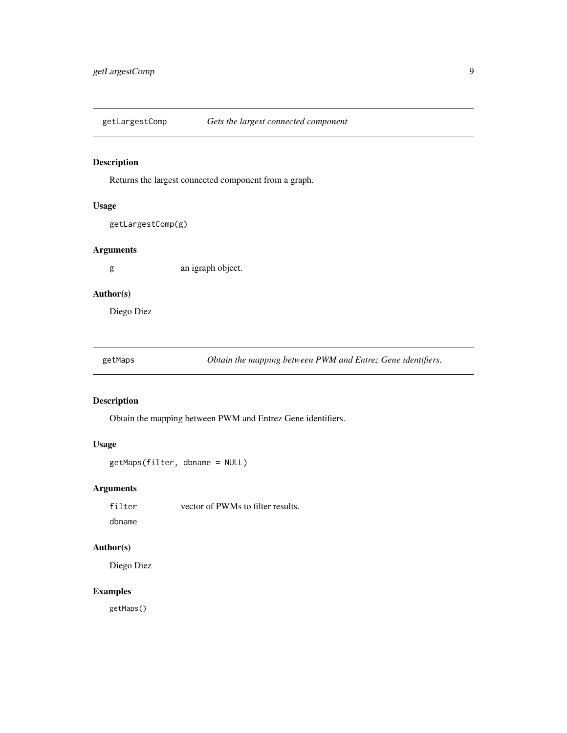## getLargestComp — *Gets the largest connected component*

### Description

Returns the largest connected component from a graph.

### Usage

```
getLargestComp(g)
```

### Arguments

| | |
|---|---|
| g | an igraph object. |

### Author(s)

Diego Diez

## getMaps — *Obtain the mapping between PWM and Entrez Gene identifiers.*

### Description

Obtain the mapping between PWM and Entrez Gene identifiers.

### Usage

```
getMaps(filter, dbname = NULL)
```

### Arguments

| | |
|---|---|
| filter | vector of PWMs to filter results. |
| dbname | |

### Author(s)

Diego Diez

### Examples

```
getMaps()
```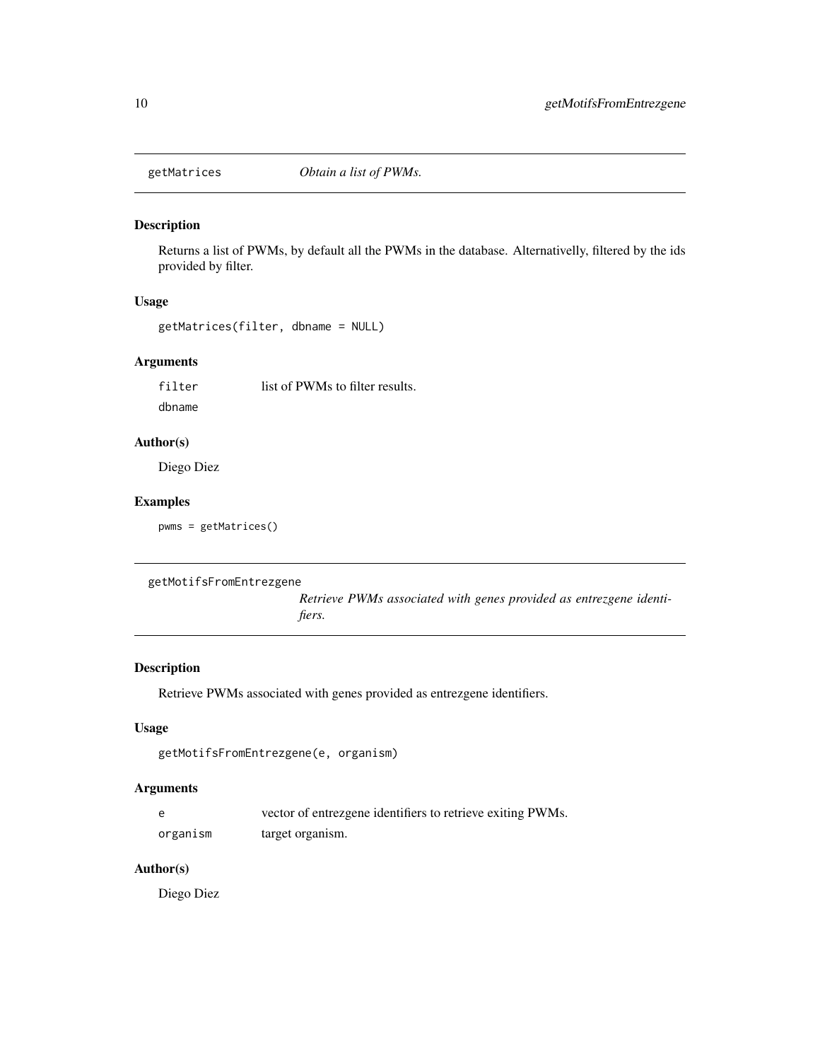## getMatrices *Obtain a list of PWMs.*

### Description

Returns a list of PWMs, by default all the PWMs in the database. Alternativelly, filtered by the ids provided by filter.

### Usage

```
getMatrices(filter, dbname = NULL)
```

### Arguments

| | |
|---|---|
| filter | list of PWMs to filter results. |
| dbname | |

### Author(s)

Diego Diez

### Examples

```
pwms = getMatrices()
```

## getMotifsFromEntrezgene *Retrieve PWMs associated with genes provided as entrezgene identifiers.*

### Description

Retrieve PWMs associated with genes provided as entrezgene identifiers.

### Usage

```
getMotifsFromEntrezgene(e, organism)
```

### Arguments

| | |
|---|---|
| e | vector of entrezgene identifiers to retrieve exiting PWMs. |
| organism | target organism. |

### Author(s)

Diego Diez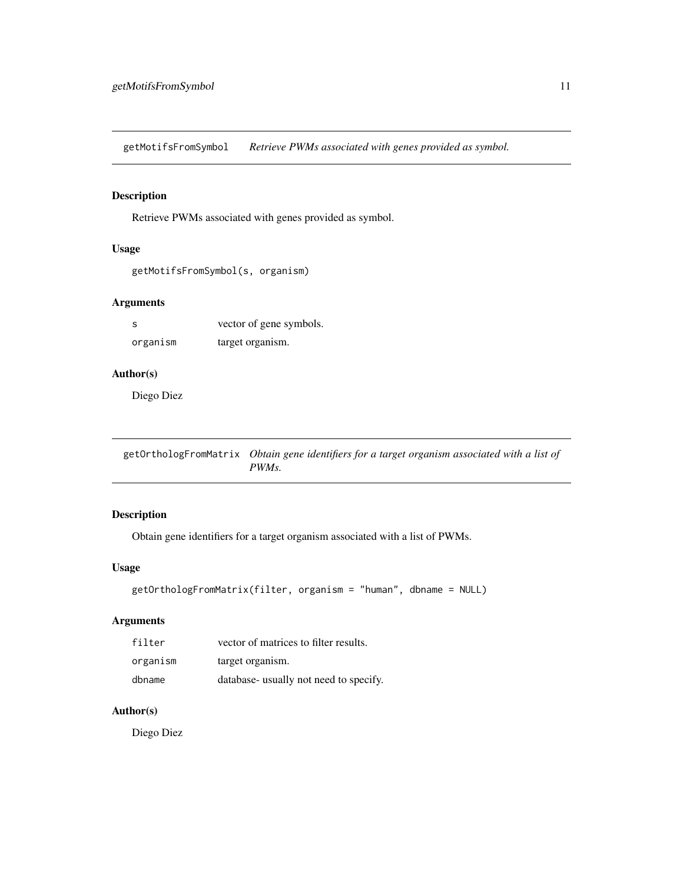## getMotifsFromSymbol — *Retrieve PWMs associated with genes provided as symbol.*

### Description

Retrieve PWMs associated with genes provided as symbol.

### Usage

```
getMotifsFromSymbol(s, organism)
```

### Arguments

| | |
|---|---|
| `s` | vector of gene symbols. |
| `organism` | target organism. |

### Author(s)

Diego Diez

## getOrthologFromMatrix — *Obtain gene identifiers for a target organism associated with a list of PWMs.*

### Description

Obtain gene identifiers for a target organism associated with a list of PWMs.

### Usage

```
getOrthologFromMatrix(filter, organism = "human", dbname = NULL)
```

### Arguments

| | |
|---|---|
| `filter` | vector of matrices to filter results. |
| `organism` | target organism. |
| `dbname` | database- usually not need to specify. |

### Author(s)

Diego Diez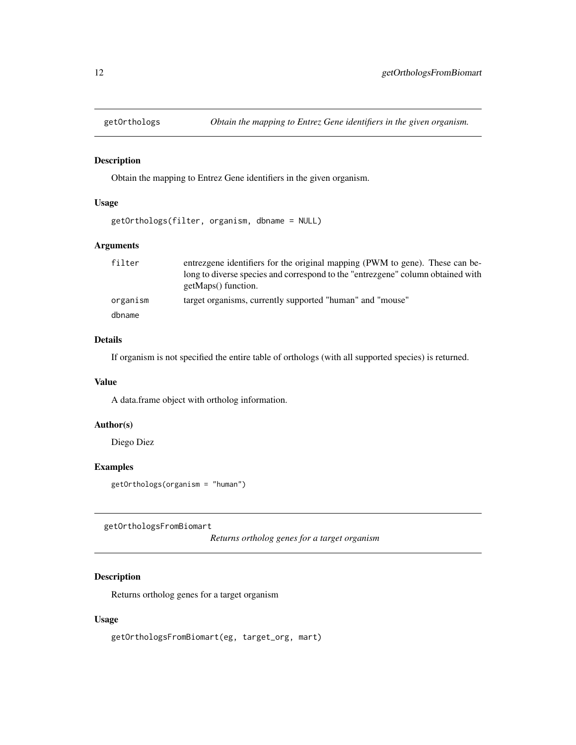## getOrthologs *Obtain the mapping to Entrez Gene identifiers in the given organism.*

### Description

Obtain the mapping to Entrez Gene identifiers in the given organism.

### Usage

```
getOrthologs(filter, organism, dbname = NULL)
```

### Arguments

| | |
|---|---|
| filter | entrezgene identifiers for the original mapping (PWM to gene). These can belong to diverse species and correspond to the "entrezgene" column obtained with getMaps() function. |
| organism | target organisms, currently supported "human" and "mouse" |
| dbname | |

### Details

If organism is not specified the entire table of orthologs (with all supported species) is returned.

### Value

A data.frame object with ortholog information.

### Author(s)

Diego Diez

### Examples

```
getOrthologs(organism = "human")
```

## getOrthologsFromBiomart *Returns ortholog genes for a target organism*

### Description

Returns ortholog genes for a target organism

### Usage

```
getOrthologsFromBiomart(eg, target_org, mart)
```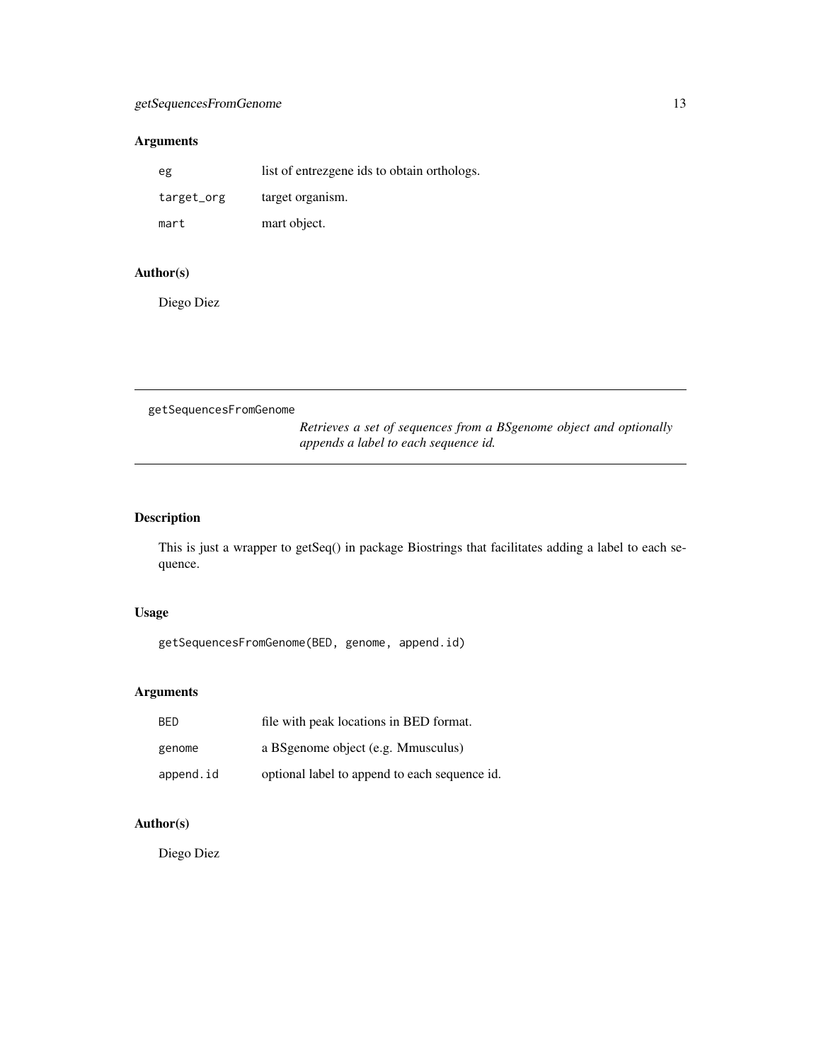## Arguments

| | |
|---|---|
| `eg` | list of entrezgene ids to obtain orthologs. |
| `target_org` | target organism. |
| `mart` | mart object. |

## Author(s)

Diego Diez

---

# getSequencesFromGenome

*Retrieves a set of sequences from a BSgenome object and optionally appends a label to each sequence id.*

---

## Description

This is just a wrapper to getSeq() in package Biostrings that facilitates adding a label to each sequence.

## Usage

```
getSequencesFromGenome(BED, genome, append.id)
```

## Arguments

| | |
|---|---|
| `BED` | file with peak locations in BED format. |
| `genome` | a BSgenome object (e.g. Mmusculus) |
| `append.id` | optional label to append to each sequence id. |

## Author(s)

Diego Diez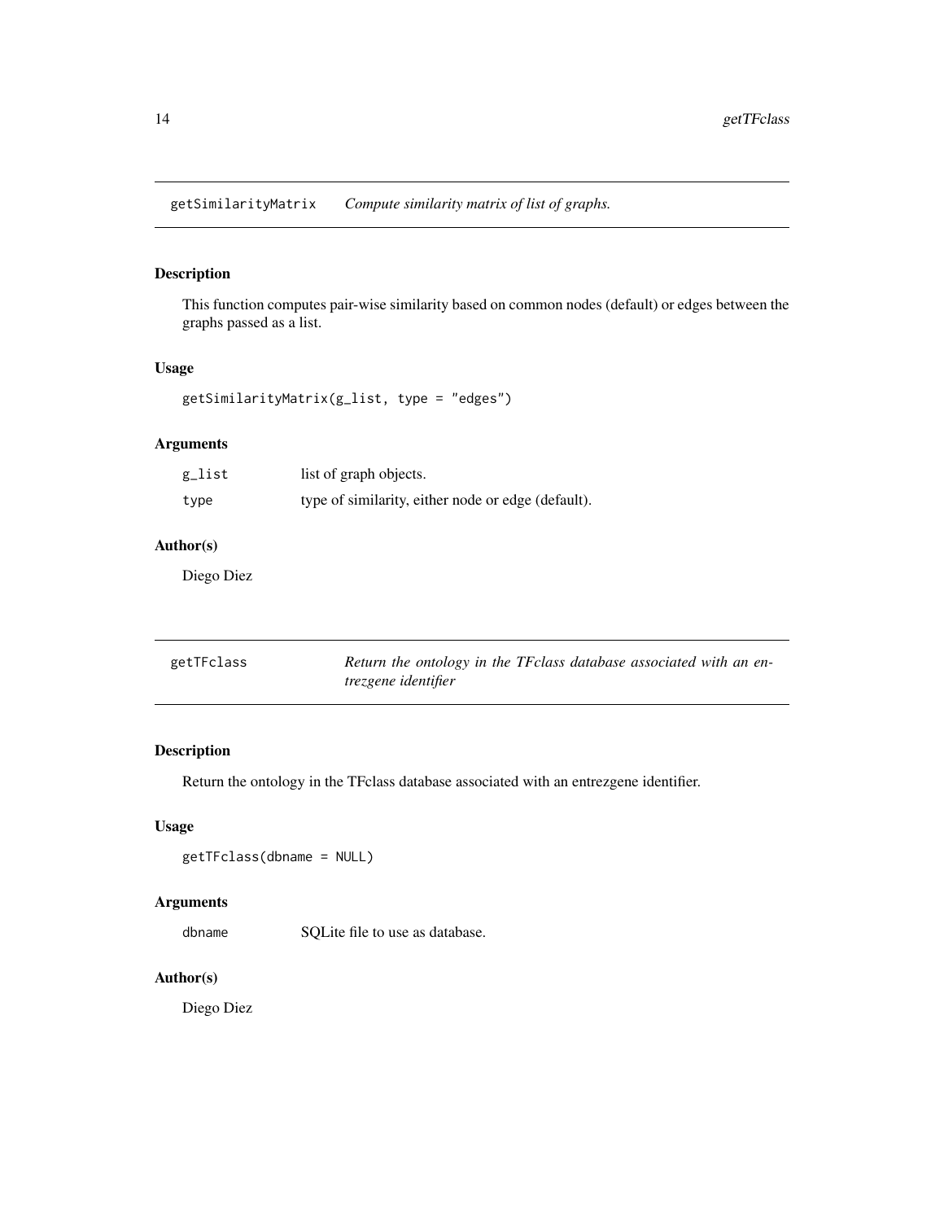## getSimilarityMatrix *Compute similarity matrix of list of graphs.*

### Description

This function computes pair-wise similarity based on common nodes (default) or edges between the graphs passed as a list.

### Usage

```
getSimilarityMatrix(g_list, type = "edges")
```

### Arguments

| | |
|---|---|
| g_list | list of graph objects. |
| type | type of similarity, either node or edge (default). |

### Author(s)

Diego Diez

## getTFclass *Return the ontology in the TFclass database associated with an entrezgene identifier*

### Description

Return the ontology in the TFclass database associated with an entrezgene identifier.

### Usage

```
getTFclass(dbname = NULL)
```

### Arguments

| | |
|---|---|
| dbname | SQLite file to use as database. |

### Author(s)

Diego Diez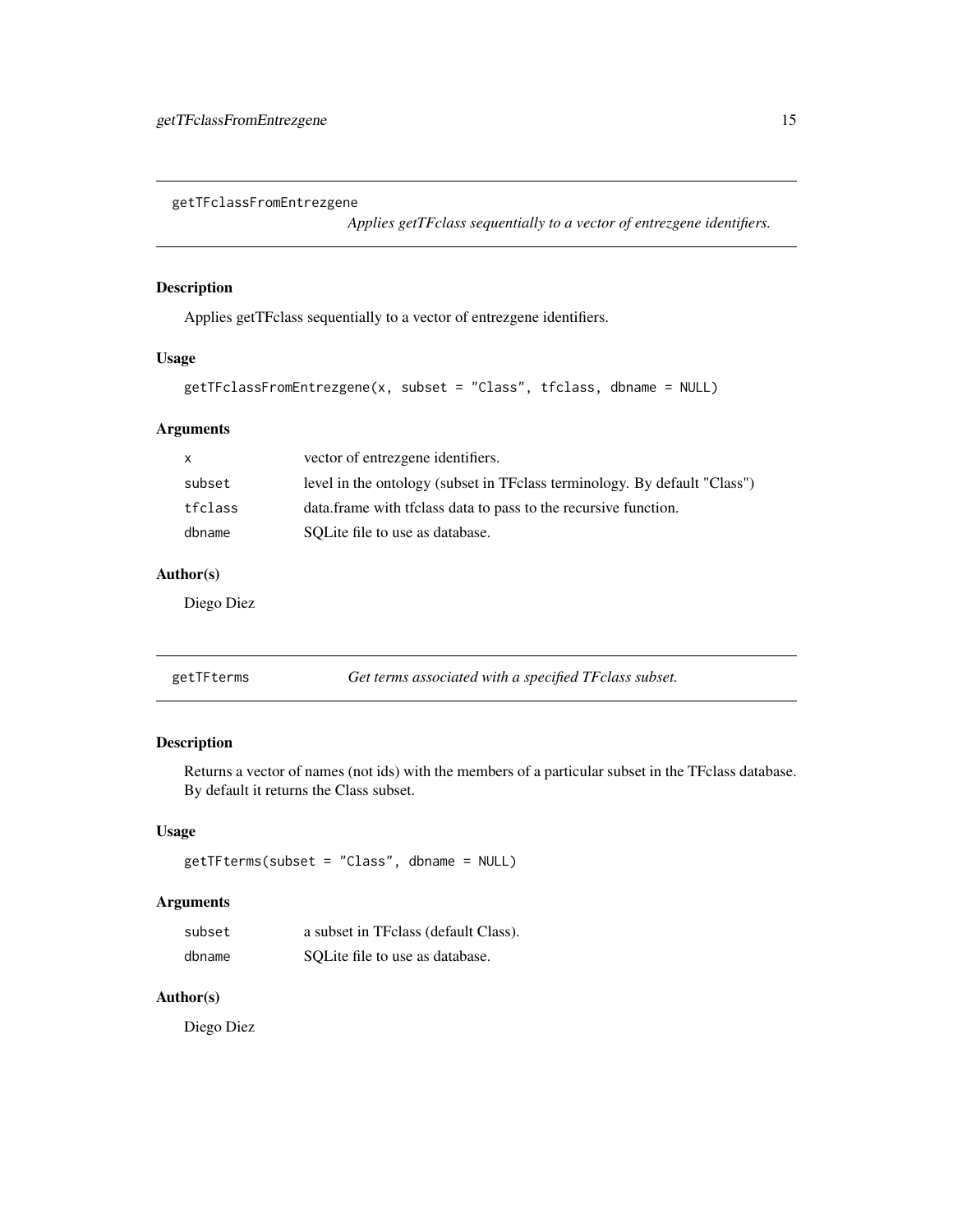## getTFclassFromEntrezgene

*Applies getTFclass sequentially to a vector of entrezgene identifiers.*

### Description

Applies getTFclass sequentially to a vector of entrezgene identifiers.

### Usage

```
getTFclassFromEntrezgene(x, subset = "Class", tfclass, dbname = NULL)
```

### Arguments

| | |
|---|---|
| `x` | vector of entrezgene identifiers. |
| `subset` | level in the ontology (subset in TFclass terminology. By default "Class") |
| `tfclass` | data.frame with tfclass data to pass to the recursive function. |
| `dbname` | SQLite file to use as database. |

### Author(s)

Diego Diez

## getTFterms

*Get terms associated with a specified TFclass subset.*

### Description

Returns a vector of names (not ids) with the members of a particular subset in the TFclass database. By default it returns the Class subset.

### Usage

```
getTFterms(subset = "Class", dbname = NULL)
```

### Arguments

| | |
|---|---|
| `subset` | a subset in TFclass (default Class). |
| `dbname` | SQLite file to use as database. |

### Author(s)

Diego Diez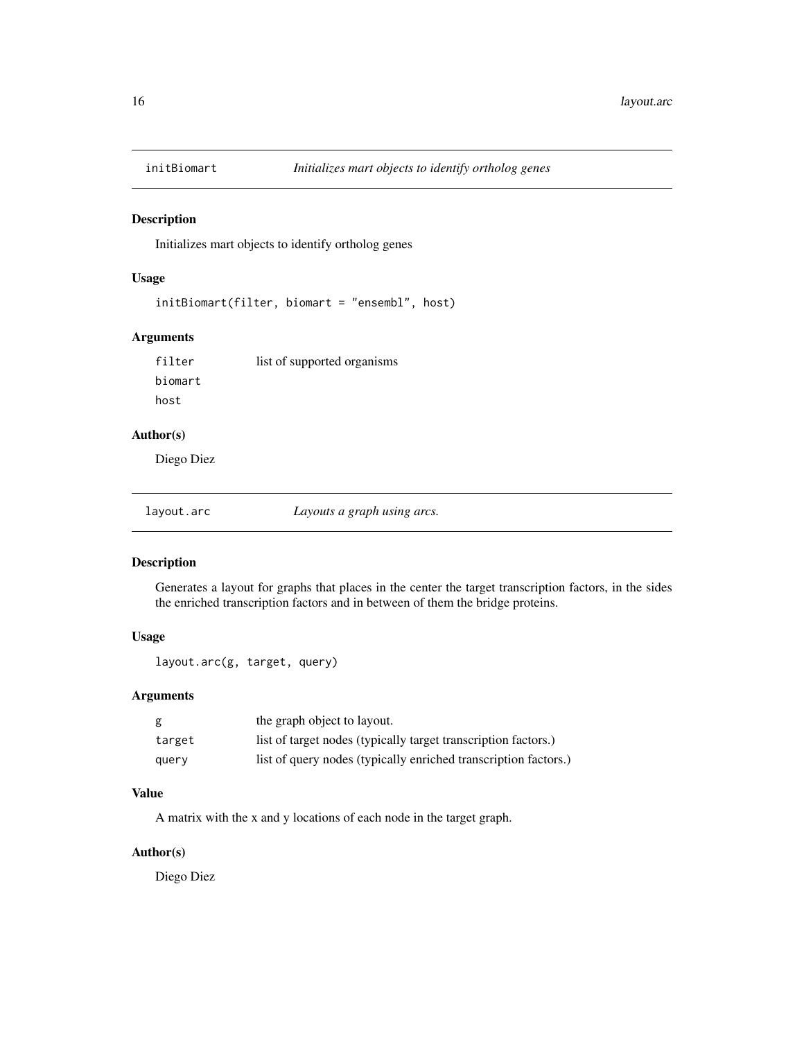## initBiomart *Initializes mart objects to identify ortholog genes*

### Description

Initializes mart objects to identify ortholog genes

### Usage

```
initBiomart(filter, biomart = "ensembl", host)
```

### Arguments

| | |
|---|---|
| filter | list of supported organisms |
| biomart | |
| host | |

### Author(s)

Diego Diez

## layout.arc *Layouts a graph using arcs.*

### Description

Generates a layout for graphs that places in the center the target transcription factors, in the sides the enriched transcription factors and in between of them the bridge proteins.

### Usage

```
layout.arc(g, target, query)
```

### Arguments

| | |
|---|---|
| g | the graph object to layout. |
| target | list of target nodes (typically target transcription factors.) |
| query | list of query nodes (typically enriched transcription factors.) |

### Value

A matrix with the x and y locations of each node in the target graph.

### Author(s)

Diego Diez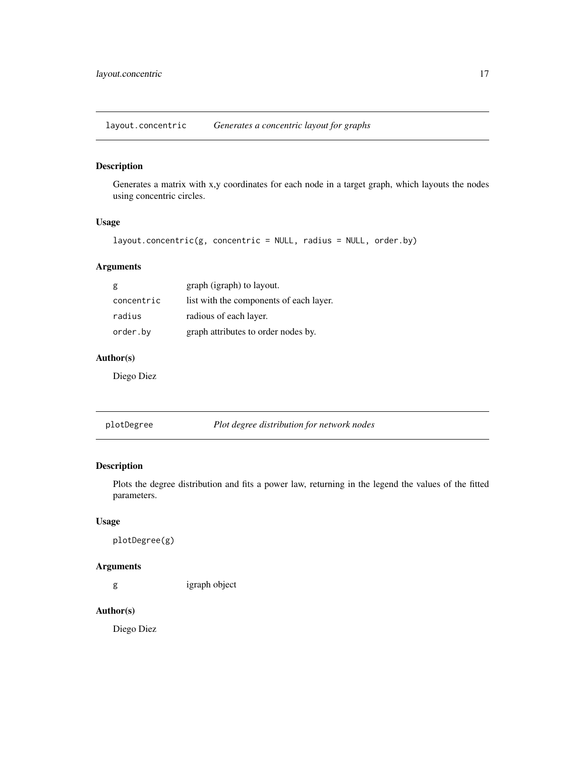## layout.concentric *Generates a concentric layout for graphs*

### Description

Generates a matrix with x,y coordinates for each node in a target graph, which layouts the nodes using concentric circles.

### Usage

```
layout.concentric(g, concentric = NULL, radius = NULL, order.by)
```

### Arguments

| | |
|---|---|
| `g` | graph (igraph) to layout. |
| `concentric` | list with the components of each layer. |
| `radius` | radious of each layer. |
| `order.by` | graph attributes to order nodes by. |

### Author(s)

Diego Diez

## plotDegree *Plot degree distribution for network nodes*

### Description

Plots the degree distribution and fits a power law, returning in the legend the values of the fitted parameters.

### Usage

```
plotDegree(g)
```

### Arguments

| | |
|---|---|
| `g` | igraph object |

### Author(s)

Diego Diez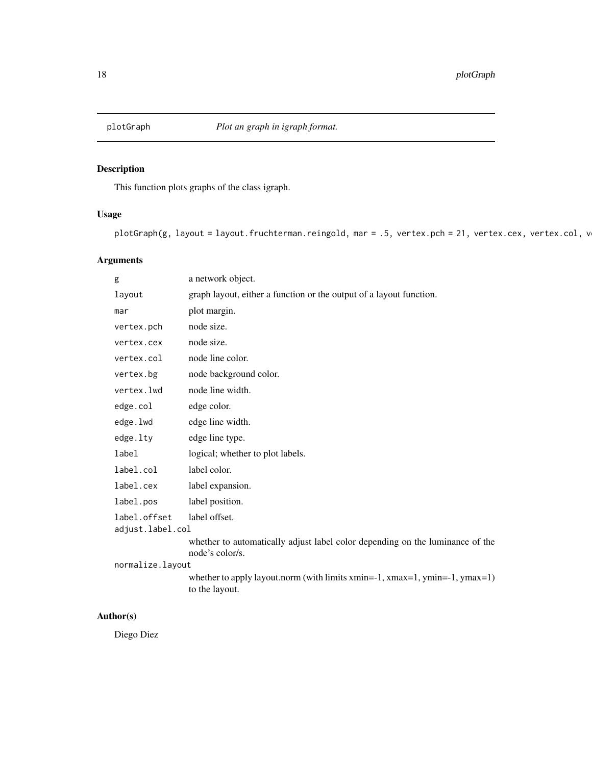# plotGraph — *Plot an graph in igraph format.*

## Description

This function plots graphs of the class igraph.

## Usage

```
plotGraph(g, layout = layout.fruchterman.reingold, mar = .5, vertex.pch = 21, vertex.cex, vertex.col, v
```

## Arguments

| | |
|---|---|
| `g` | a network object. |
| `layout` | graph layout, either a function or the output of a layout function. |
| `mar` | plot margin. |
| `vertex.pch` | node size. |
| `vertex.cex` | node size. |
| `vertex.col` | node line color. |
| `vertex.bg` | node background color. |
| `vertex.lwd` | node line width. |
| `edge.col` | edge color. |
| `edge.lwd` | edge line width. |
| `edge.lty` | edge line type. |
| `label` | logical; whether to plot labels. |
| `label.col` | label color. |
| `label.cex` | label expansion. |
| `label.pos` | label position. |
| `label.offset` | label offset. |
| `adjust.label.col` | whether to automatically adjust label color depending on the luminance of the node's color/s. |
| `normalize.layout` | whether to apply layout.norm (with limits xmin=-1, xmax=1, ymin=-1, ymax=1) to the layout. |

## Author(s)

Diego Diez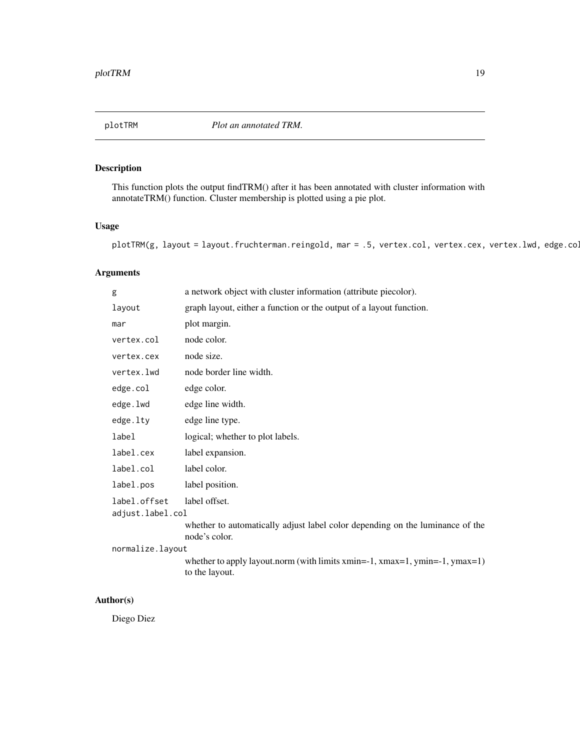plotTRM *Plot an annotated TRM.*

## Description

This function plots the output findTRM() after it has been annotated with cluster information with annotateTRM() function. Cluster membership is plotted using a pie plot.

## Usage

```
plotTRM(g, layout = layout.fruchterman.reingold, mar = .5, vertex.col, vertex.cex, vertex.lwd, edge.col
```

## Arguments

| | |
|---|---|
| g | a network object with cluster information (attribute piecolor). |
| layout | graph layout, either a function or the output of a layout function. |
| mar | plot margin. |
| vertex.col | node color. |
| vertex.cex | node size. |
| vertex.lwd | node border line width. |
| edge.col | edge color. |
| edge.lwd | edge line width. |
| edge.lty | edge line type. |
| label | logical; whether to plot labels. |
| label.cex | label expansion. |
| label.col | label color. |
| label.pos | label position. |
| label.offset | label offset. |
| adjust.label.col | whether to automatically adjust label color depending on the luminance of the node's color. |
| normalize.layout | whether to apply layout.norm (with limits xmin=-1, xmax=1, ymin=-1, ymax=1) to the layout. |

## Author(s)

Diego Diez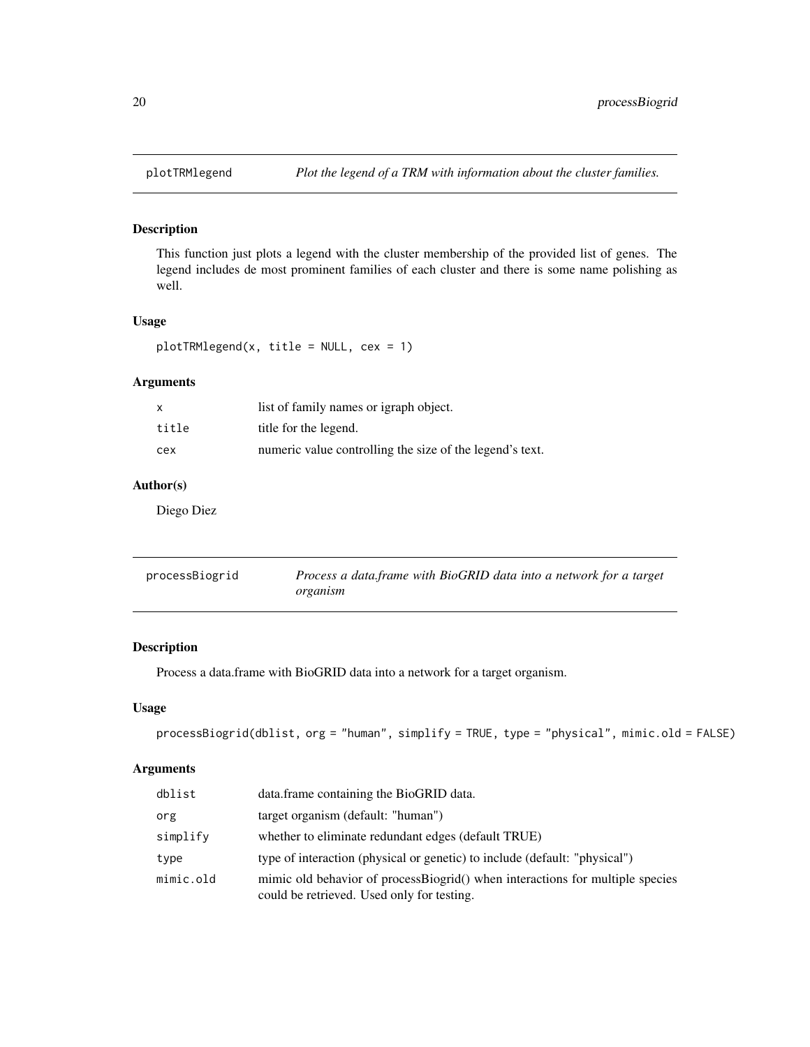## plotTRMlegend    *Plot the legend of a TRM with information about the cluster families.*

### Description

This function just plots a legend with the cluster membership of the provided list of genes. The legend includes de most prominent families of each cluster and there is some name polishing as well.

### Usage

```
plotTRMlegend(x, title = NULL, cex = 1)
```

### Arguments

| | |
|---|---|
| x | list of family names or igraph object. |
| title | title for the legend. |
| cex | numeric value controlling the size of the legend's text. |

### Author(s)

Diego Diez

## processBiogrid    *Process a data.frame with BioGRID data into a network for a target organism*

### Description

Process a data.frame with BioGRID data into a network for a target organism.

### Usage

```
processBiogrid(dblist, org = "human", simplify = TRUE, type = "physical", mimic.old = FALSE)
```

### Arguments

| | |
|---|---|
| dblist | data.frame containing the BioGRID data. |
| org | target organism (default: "human") |
| simplify | whether to eliminate redundant edges (default TRUE) |
| type | type of interaction (physical or genetic) to include (default: "physical") |
| mimic.old | mimic old behavior of processBiogrid() when interactions for multiple species could be retrieved. Used only for testing. |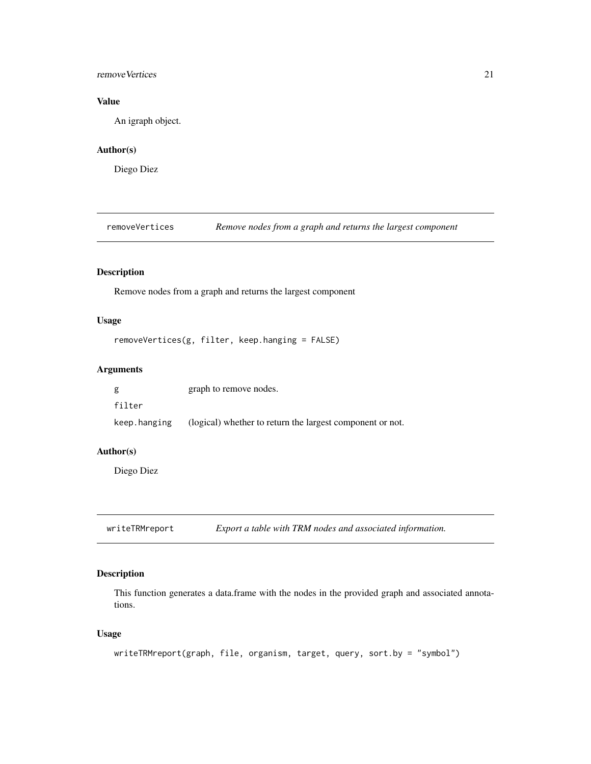### Value

An igraph object.

### Author(s)

Diego Diez

---

## removeVertices *Remove nodes from a graph and returns the largest component*

### Description

Remove nodes from a graph and returns the largest component

### Usage

```
removeVertices(g, filter, keep.hanging = FALSE)
```

### Arguments

| | |
|---|---|
| `g` | graph to remove nodes. |
| `filter` | |
| `keep.hanging` | (logical) whether to return the largest component or not. |

### Author(s)

Diego Diez

---

## writeTRMreport *Export a table with TRM nodes and associated information.*

### Description

This function generates a data.frame with the nodes in the provided graph and associated annotations.

### Usage

```
writeTRMreport(graph, file, organism, target, query, sort.by = "symbol")
```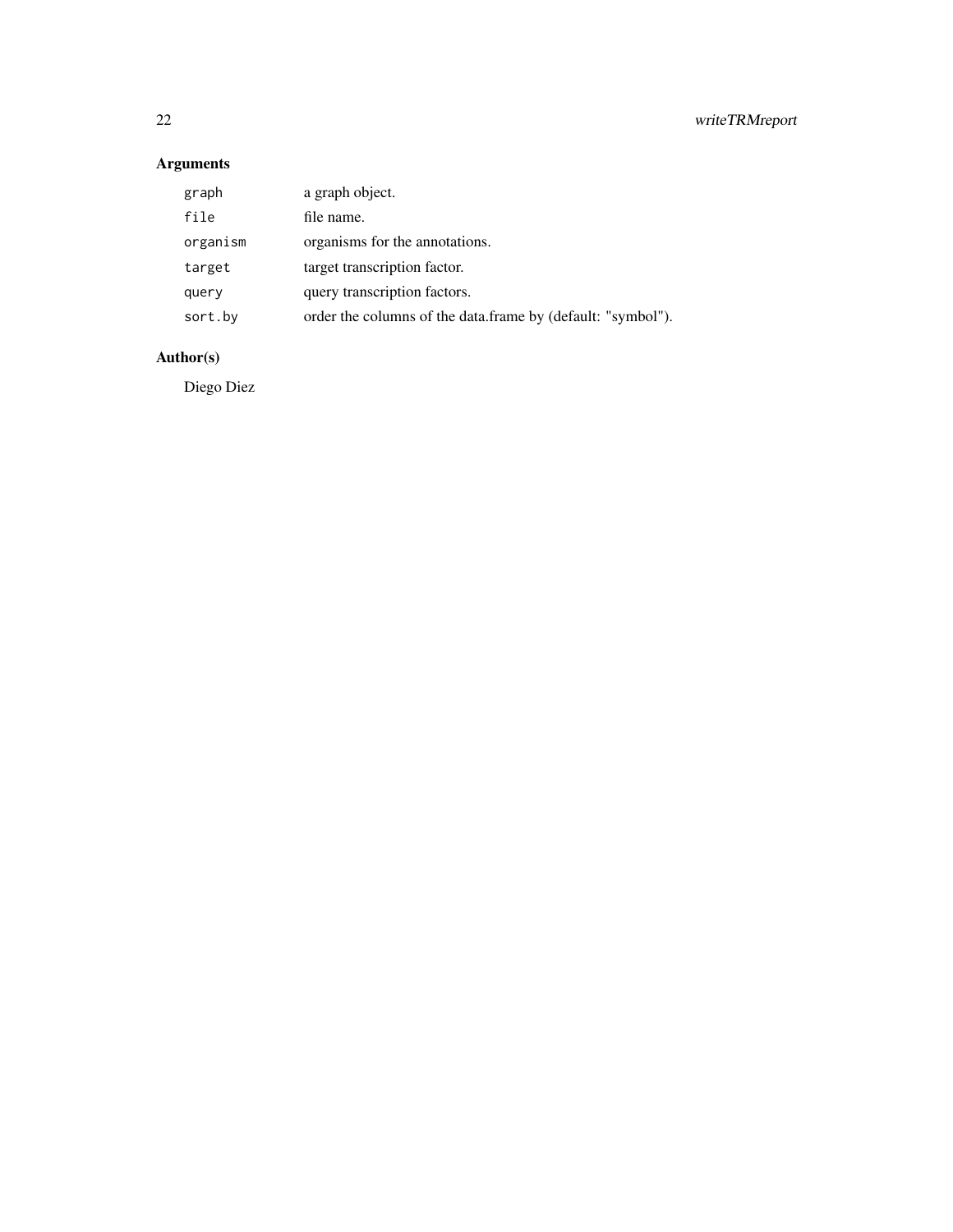## Arguments

| | |
|---|---|
| `graph` | a graph object. |
| `file` | file name. |
| `organism` | organisms for the annotations. |
| `target` | target transcription factor. |
| `query` | query transcription factors. |
| `sort.by` | order the columns of the data.frame by (default: "symbol"). |

## Author(s)

Diego Diez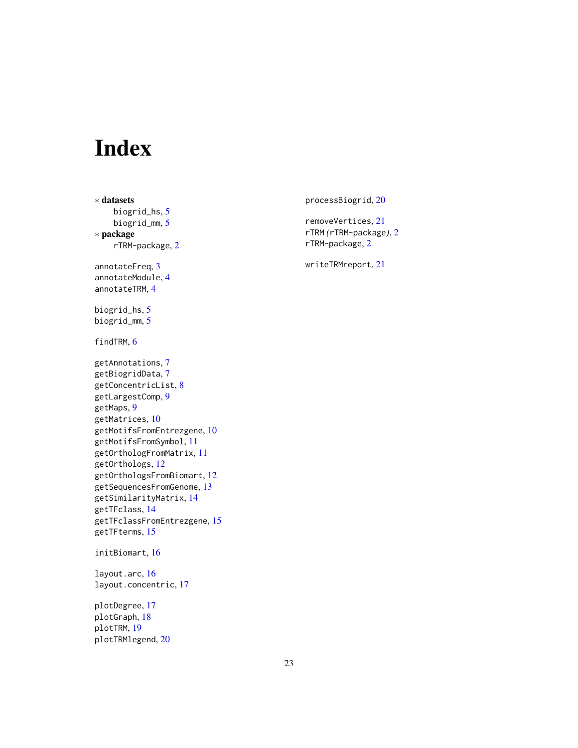# Index

* **datasets**
  - biogrid_hs, 5
  - biogrid_mm, 5
* **package**
  - rTRM-package, 2

annotateFreq, 3
annotateModule, 4
annotateTRM, 4

biogrid_hs, 5
biogrid_mm, 5

findTRM, 6

getAnnotations, 7
getBiogridData, 7
getConcentricList, 8
getLargestComp, 9
getMaps, 9
getMatrices, 10
getMotifsFromEntrezgene, 10
getMotifsFromSymbol, 11
getOrthologFromMatrix, 11
getOrthologs, 12
getOrthologsFromBiomart, 12
getSequencesFromGenome, 13
getSimilarityMatrix, 14
getTFclass, 14
getTFclassFromEntrezgene, 15
getTFterms, 15

initBiomart, 16

layout.arc, 16
layout.concentric, 17

plotDegree, 17
plotGraph, 18
plotTRM, 19
plotTRMlegend, 20

processBiogrid, 20

removeVertices, 21
rTRM (rTRM-package), 2
rTRM-package, 2

writeTRMreport, 21